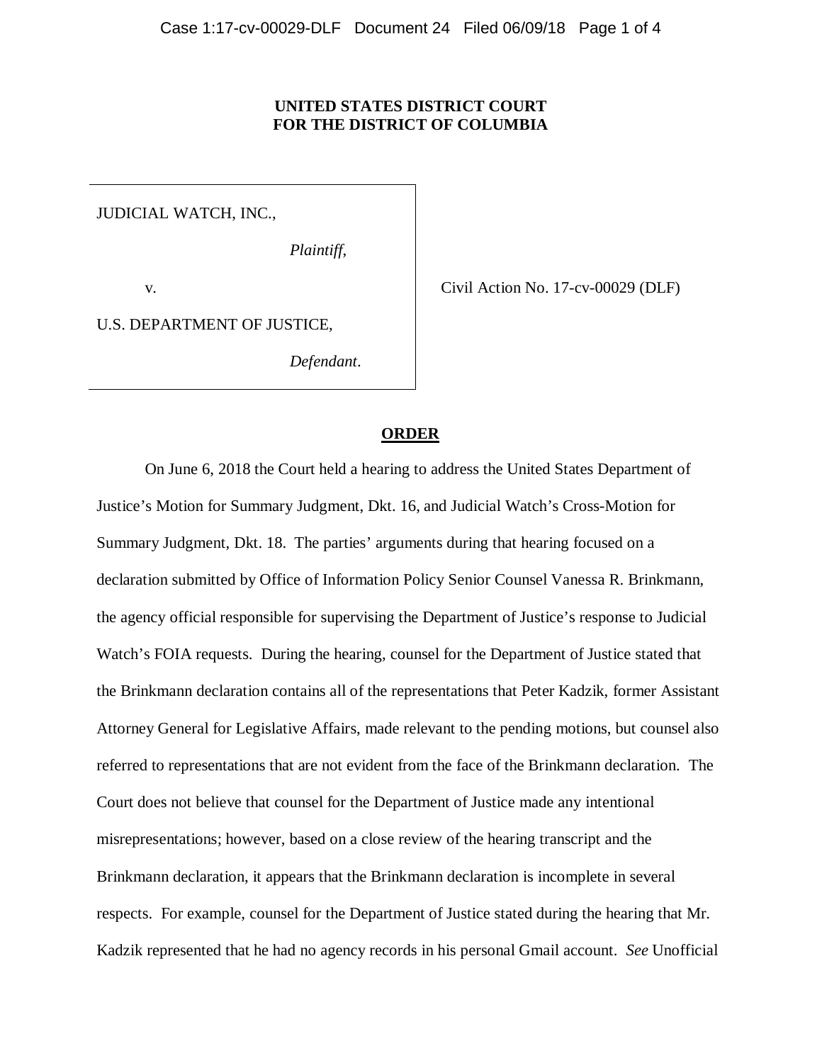**UNITED STATES DISTRICT COURT**
**FOR THE DISTRICT OF COLUMBIA**

JUDICIAL WATCH, INC.,

*Plaintiff*,

v.

U.S. DEPARTMENT OF JUSTICE,

*Defendant*.

Civil Action No. 17-cv-00029 (DLF)

**ORDER**

On June 6, 2018 the Court held a hearing to address the United States Department of Justice's Motion for Summary Judgment, Dkt. 16, and Judicial Watch's Cross-Motion for Summary Judgment, Dkt. 18. The parties' arguments during that hearing focused on a declaration submitted by Office of Information Policy Senior Counsel Vanessa R. Brinkmann, the agency official responsible for supervising the Department of Justice's response to Judicial Watch's FOIA requests. During the hearing, counsel for the Department of Justice stated that the Brinkmann declaration contains all of the representations that Peter Kadzik, former Assistant Attorney General for Legislative Affairs, made relevant to the pending motions, but counsel also referred to representations that are not evident from the face of the Brinkmann declaration. The Court does not believe that counsel for the Department of Justice made any intentional misrepresentations; however, based on a close review of the hearing transcript and the Brinkmann declaration, it appears that the Brinkmann declaration is incomplete in several respects. For example, counsel for the Department of Justice stated during the hearing that Mr. Kadzik represented that he had no agency records in his personal Gmail account. *See* Unofficial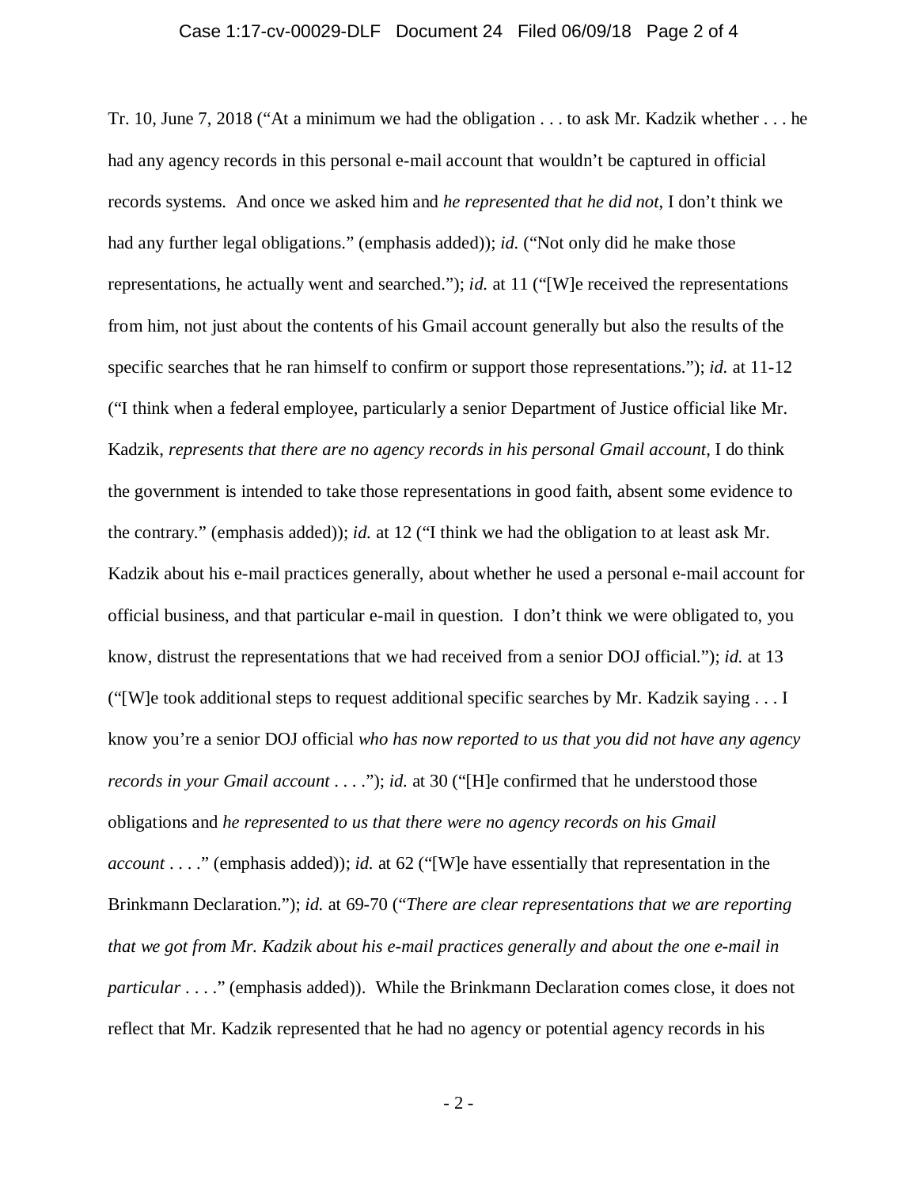Tr. 10, June 7, 2018 ("At a minimum we had the obligation . . . to ask Mr. Kadzik whether . . . he had any agency records in this personal e-mail account that wouldn't be captured in official records systems. And once we asked him and *he represented that he did not*, I don't think we had any further legal obligations." (emphasis added)); *id.* ("Not only did he make those representations, he actually went and searched."); *id.* at 11 ("[W]e received the representations from him, not just about the contents of his Gmail account generally but also the results of the specific searches that he ran himself to confirm or support those representations."); *id.* at 11-12 ("I think when a federal employee, particularly a senior Department of Justice official like Mr. Kadzik, *represents that there are no agency records in his personal Gmail account*, I do think the government is intended to take those representations in good faith, absent some evidence to the contrary." (emphasis added)); *id.* at 12 ("I think we had the obligation to at least ask Mr. Kadzik about his e-mail practices generally, about whether he used a personal e-mail account for official business, and that particular e-mail in question. I don't think we were obligated to, you know, distrust the representations that we had received from a senior DOJ official."); *id.* at 13 ("[W]e took additional steps to request additional specific searches by Mr. Kadzik saying . . . I know you're a senior DOJ official *who has now reported to us that you did not have any agency records in your Gmail account* . . . ."); *id.* at 30 ("[H]e confirmed that he understood those obligations and *he represented to us that there were no agency records on his Gmail account* . . . ." (emphasis added)); *id.* at 62 ("[W]e have essentially that representation in the Brinkmann Declaration."); *id.* at 69-70 ("*There are clear representations that we are reporting that we got from Mr. Kadzik about his e-mail practices generally and about the one e-mail in particular* . . . ." (emphasis added)). While the Brinkmann Declaration comes close, it does not reflect that Mr. Kadzik represented that he had no agency or potential agency records in his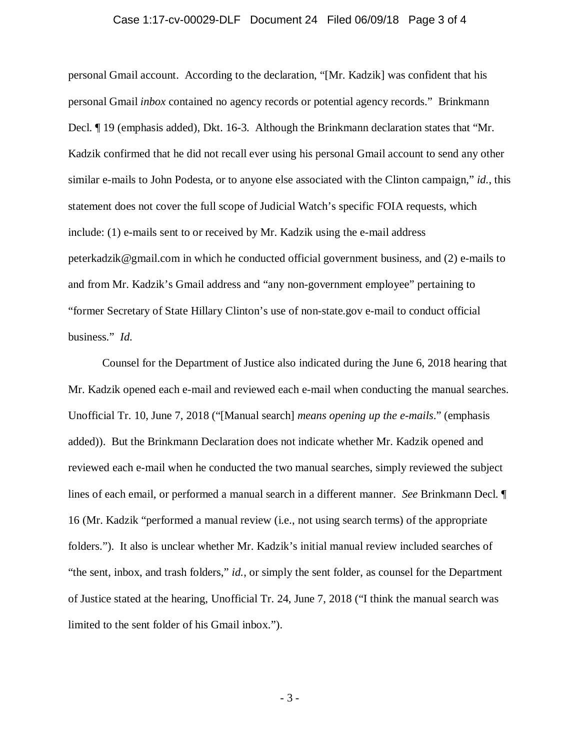personal Gmail account. According to the declaration, "[Mr. Kadzik] was confident that his personal Gmail *inbox* contained no agency records or potential agency records." Brinkmann Decl. ¶ 19 (emphasis added), Dkt. 16-3. Although the Brinkmann declaration states that "Mr. Kadzik confirmed that he did not recall ever using his personal Gmail account to send any other similar e-mails to John Podesta, or to anyone else associated with the Clinton campaign," *id.*, this statement does not cover the full scope of Judicial Watch's specific FOIA requests, which include: (1) e-mails sent to or received by Mr. Kadzik using the e-mail address peterkadzik@gmail.com in which he conducted official government business, and (2) e-mails to and from Mr. Kadzik's Gmail address and "any non-government employee" pertaining to "former Secretary of State Hillary Clinton's use of non-state.gov e-mail to conduct official business." *Id.*

Counsel for the Department of Justice also indicated during the June 6, 2018 hearing that Mr. Kadzik opened each e-mail and reviewed each e-mail when conducting the manual searches. Unofficial Tr. 10, June 7, 2018 ("[Manual search] *means opening up the e-mails*." (emphasis added)). But the Brinkmann Declaration does not indicate whether Mr. Kadzik opened and reviewed each e-mail when he conducted the two manual searches, simply reviewed the subject lines of each email, or performed a manual search in a different manner. *See* Brinkmann Decl. ¶ 16 (Mr. Kadzik "performed a manual review (i.e., not using search terms) of the appropriate folders."). It also is unclear whether Mr. Kadzik's initial manual review included searches of "the sent, inbox, and trash folders," *id.*, or simply the sent folder, as counsel for the Department of Justice stated at the hearing, Unofficial Tr. 24, June 7, 2018 ("I think the manual search was limited to the sent folder of his Gmail inbox.").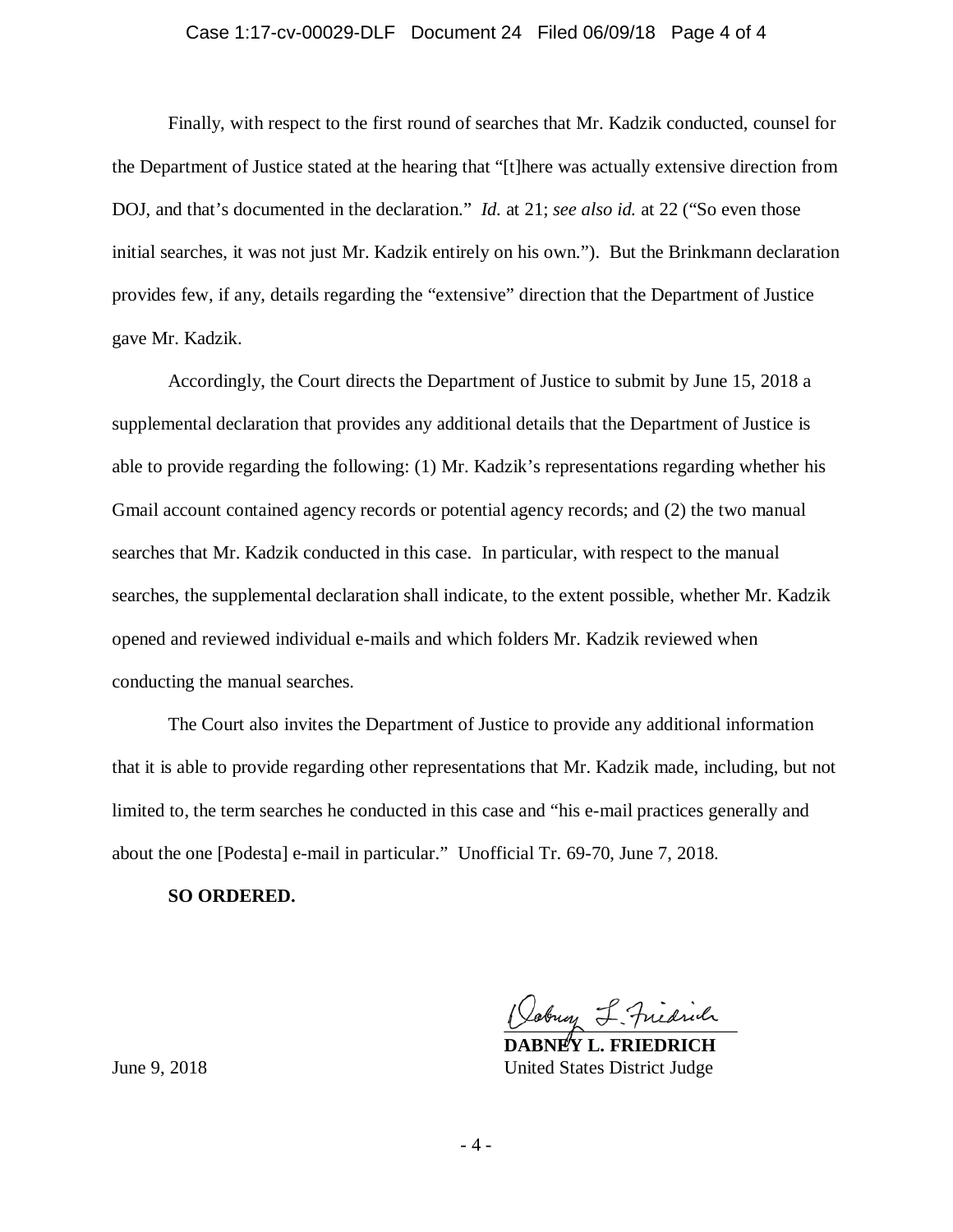Finally, with respect to the first round of searches that Mr. Kadzik conducted, counsel for the Department of Justice stated at the hearing that "[t]here was actually extensive direction from DOJ, and that's documented in the declaration." *Id.* at 21; *see also id.* at 22 ("So even those initial searches, it was not just Mr. Kadzik entirely on his own."). But the Brinkmann declaration provides few, if any, details regarding the "extensive" direction that the Department of Justice gave Mr. Kadzik.

Accordingly, the Court directs the Department of Justice to submit by June 15, 2018 a supplemental declaration that provides any additional details that the Department of Justice is able to provide regarding the following: (1) Mr. Kadzik's representations regarding whether his Gmail account contained agency records or potential agency records; and (2) the two manual searches that Mr. Kadzik conducted in this case. In particular, with respect to the manual searches, the supplemental declaration shall indicate, to the extent possible, whether Mr. Kadzik opened and reviewed individual e-mails and which folders Mr. Kadzik reviewed when conducting the manual searches.

The Court also invites the Department of Justice to provide any additional information that it is able to provide regarding other representations that Mr. Kadzik made, including, but not limited to, the term searches he conducted in this case and "his e-mail practices generally and about the one [Podesta] e-mail in particular." Unofficial Tr. 69-70, June 7, 2018.

**SO ORDERED.**

**DABNEY L. FRIEDRICH**
United States District Judge

June 9, 2018